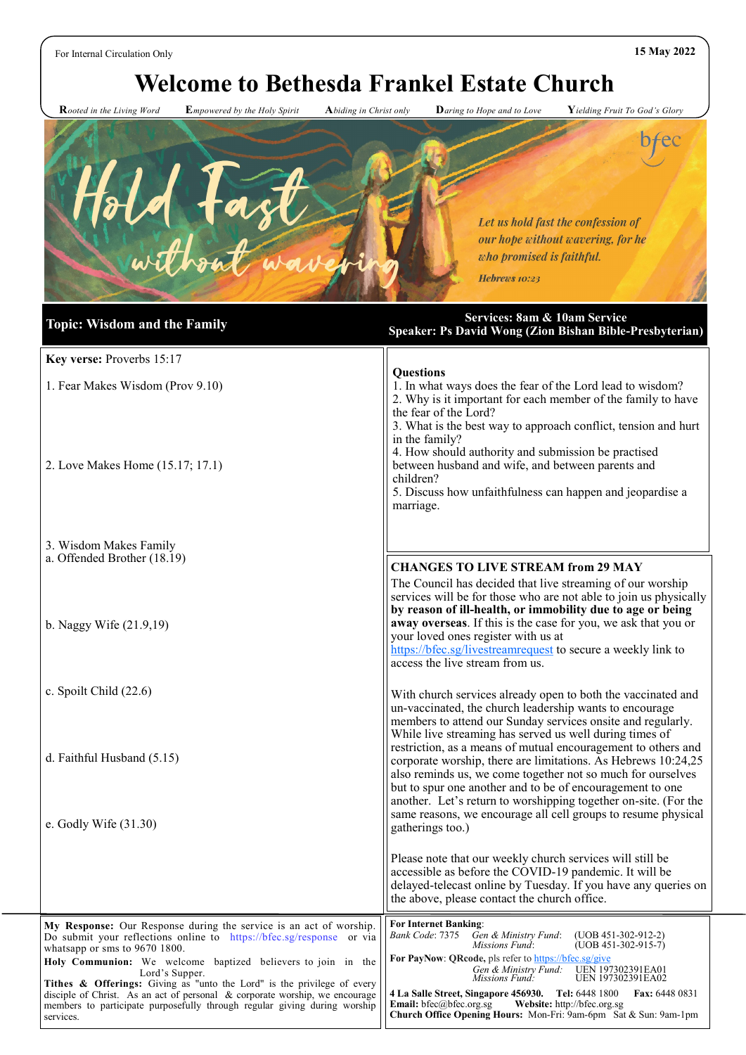For Internal Circulation Only

15 May 2022

# Welcome to Bethesda Frankel Estate Church

**R***ooted in the Living Word* **E***mpowered by the Holy Spirit* **A***biding in Christ only* **D***aring to Hope and to Love* **Y***ielding Fruit To God's Glory*

Hold Fast without wavering

bfec

*Let us hold fast the confession of our hope without wavering, for he who promised is faithful.*

*Hebrews 10:23*

## Topic: Wisdom and the Family

**Services: 8am & 10am Service**
**Speaker: Ps David Wong (Zion Bishan Bible-Presbyterian)**

**Key verse:** Proverbs 15:17

1. Fear Makes Wisdom (Prov 9.10)

2. Love Makes Home (15.17; 17.1)

3. Wisdom Makes Family
a. Offended Brother (18.19)

b. Naggy Wife (21.9,19)

c. Spoilt Child (22.6)

d. Faithful Husband (5.15)

e. Godly Wife (31.30)

**Questions**

1. In what ways does the fear of the Lord lead to wisdom?
2. Why is it important for each member of the family to have the fear of the Lord?
3. What is the best way to approach conflict, tension and hurt in the family?
4. How should authority and submission be practised between husband and wife, and between parents and children?
5. Discuss how unfaithfulness can happen and jeopardise a marriage.

### CHANGES TO LIVE STREAM from 29 MAY

The Council has decided that live streaming of our worship services will be for those who are not able to join us physically **by reason of ill-health, or immobility due to age or being away overseas**. If this is the case for you, we ask that you or your loved ones register with us at https://bfec.sg/livestreamrequest to secure a weekly link to access the live stream from us.

With church services already open to both the vaccinated and un-vaccinated, the church leadership wants to encourage members to attend our Sunday services onsite and regularly. While live streaming has served us well during times of restriction, as a means of mutual encouragement to others and corporate worship, there are limitations. As Hebrews 10:24,25 also reminds us, we come together not so much for ourselves but to spur one another and to be of encouragement to one another. Let's return to worshipping together on-site. (For the same reasons, we encourage all cell groups to resume physical gatherings too.)

Please note that our weekly church services will still be accessible as before the COVID-19 pandemic. It will be delayed-telecast online by Tuesday. If you have any queries on the above, please contact the church office.

**My Response:** Our Response during the service is an act of worship. Do submit your reflections online to https://bfec.sg/response or via whatsapp or sms to 9670 1800.

**Holy Communion:** We welcome baptized believers to join in the Lord's Supper.

**Tithes & Offerings:** Giving as "unto the Lord" is the privilege of every disciple of Christ. As an act of personal & corporate worship, we encourage members to participate purposefully through regular giving during worship services.

**For Internet Banking**:
*Bank Code*: 7375 *Gen & Ministry Fund*: (UOB 451-302-912-2)
*Missions Fund*: (UOB 451-302-915-7)

**For PayNow**: **QRcode,** pls refer to https://bfec.sg/give
*Gen & Ministry Fund:* UEN 197302391EA01
*Missions Fund:* UEN 197302391EA02

**4 La Salle Street, Singapore 456930. Tel:** 6448 1800 **Fax:** 6448 0831
**Email:** bfec@bfec.org.sg **Website:** http://bfec.org.sg
**Church Office Opening Hours:** Mon-Fri: 9am-6pm Sat & Sun: 9am-1pm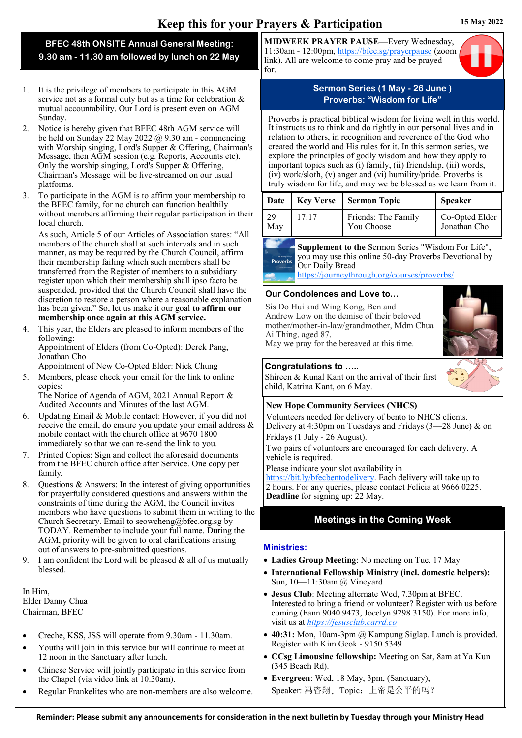# Keep this for your Prayers & Participation

15 May 2022

## BFEC 48th ONSITE Annual General Meeting: 9.30 am - 11.30 am followed by lunch on 22 May

1. It is the privilege of members to participate in this AGM service not as a formal duty but as a time for celebration & mutual accountability. Our Lord is present even on AGM Sunday.
2. Notice is hereby given that BFEC 48th AGM service will be held on Sunday 22 May 2022 @ 9.30 am - commencing with Worship singing, Lord's Supper & Offering, Chairman's Message, then AGM session (e.g. Reports, Accounts etc). Only the worship singing, Lord's Supper & Offering, Chairman's Message will be live-streamed on our usual platforms.
3. To participate in the AGM is to affirm your membership to the BFEC family, for no church can function healthily without members affirming their regular participation in their local church.

   As such, Article 5 of our Articles of Association states: "All members of the church shall at such intervals and in such manner, as may be required by the Church Council, affirm their membership failing which such members shall be transferred from the Register of members to a subsidiary register upon which their membership shall ipso facto be suspended, provided that the Church Council shall have the discretion to restore a person where a reasonable explanation has been given." So, let us make it our goal **to affirm our membership once again at this AGM service.**
4. This year, the Elders are pleased to inform members of the following:
   Appointment of Elders (from Co-Opted): Derek Pang, Jonathan Cho
   Appointment of New Co-Opted Elder: Nick Chung
5. Members, please check your email for the link to online copies:
   The Notice of Agenda of AGM, 2021 Annual Report & Audited Accounts and Minutes of the last AGM.
6. Updating Email & Mobile contact: However, if you did not receive the email, do ensure you update your email address & mobile contact with the church office at 9670 1800 immediately so that we can re-send the link to you.
7. Printed Copies: Sign and collect the aforesaid documents from the BFEC church office after Service. One copy per family.
8. Questions & Answers: In the interest of giving opportunities for prayerfully considered questions and answers within the constraints of time during the AGM, the Council invites members who have questions to submit them in writing to the Church Secretary. Email to seowcheng@bfec.org.sg by TODAY. Remember to include your full name. During the AGM, priority will be given to oral clarifications arising out of answers to pre-submitted questions.
9. I am confident the Lord will be pleased & all of us mutually blessed.

In Him,
Elder Danny Chua
Chairman, BFEC

- Creche, KSS, JSS will operate from 9.30am - 11.30am.
- Youths will join in this service but will continue to meet at 12 noon in the Sanctuary after lunch.
- Chinese Service will jointly participate in this service from the Chapel (via video link at 10.30am).
- Regular Frankelites who are non-members are also welcome.

**MIDWEEK PRAYER PAUSE**—Every Wednesday, 11:30am - 12:00pm, https://bfec.sg/prayerpause (zoom link). All are welcome to come pray and be prayed for.

## Sermon Series (1 May - 26 June ) Proverbs: "Wisdom for Life"

Proverbs is practical biblical wisdom for living well in this world. It instructs us to think and do rightly in our personal lives and in relation to others, in recognition and reverence of the God who created the world and His rules for it. In this sermon series, we explore the principles of godly wisdom and how they apply to important topics such as (i) family, (ii) friendship, (iii) words, (iv) work/sloth, (v) anger and (vi) humility/pride. Proverbs is truly wisdom for life, and may we be blessed as we learn from it.

| Date | Key Verse | Sermon Topic | Speaker |
|---|---|---|---|
| 29 May | 17:17 | Friends: The Family You Choose | Co-Opted Elder Jonathan Cho |

**Supplement to the** Sermon Series "Wisdom For Life", you may use this online 50-day Proverbs Devotional by Our Daily Bread
https://journeythrough.org/courses/proverbs/

### Our Condolences and Love to…

Sis Do Hui and Wing Kong, Ben and Andrew Low on the demise of their beloved mother/mother-in-law/grandmother, Mdm Chua Ai Thing, aged 87.
May we pray for the bereaved at this time.

### Congratulations to …..

Shireen & Kunal Kant on the arrival of their first child, Katrina Kant, on 6 May.

### New Hope Community Services (NHCS)

Volunteers needed for delivery of bento to NHCS clients. Delivery at 4:30pm on Tuesdays and Fridays (3—28 June) & on Fridays (1 July - 26 August).

Two pairs of volunteers are encouraged for each delivery. A vehicle is required.

Please indicate your slot availability in https://bit.ly/bfecbentodelivery. Each delivery will take up to 2 hours. For any queries, please contact Felicia at 9666 0225. **Deadline** for signing up: 22 May.

## Meetings in the Coming Week

### Ministries:

- **Ladies Group Meeting**: No meeting on Tue, 17 May
- **International Fellowship Ministry (incl. domestic helpers):** Sun, 10—11:30am @ Vineyard
- **Jesus Club**: Meeting alternate Wed, 7.30pm at BFEC. Interested to bring a friend or volunteer? Register with us before coming (Fann 9040 9473, Jocelyn 9298 3150). For more info, visit us at *https://jesusclub.carrd.co*
- **40:31:** Mon, 10am-3pm @ Kampung Siglap. Lunch is provided. Register with Kim Geok - 9150 5349
- **CCsg Limousine fellowship:** Meeting on Sat, 8am at Ya Kun (345 Beach Rd).
- **Evergreen**: Wed, 18 May, 3pm, (Sanctuary), Speaker: 冯咨翔，Topic：上帝是公平的吗？

**Reminder: Please submit any announcements for consideration in the next bulletin by Tuesday through your Ministry Head**